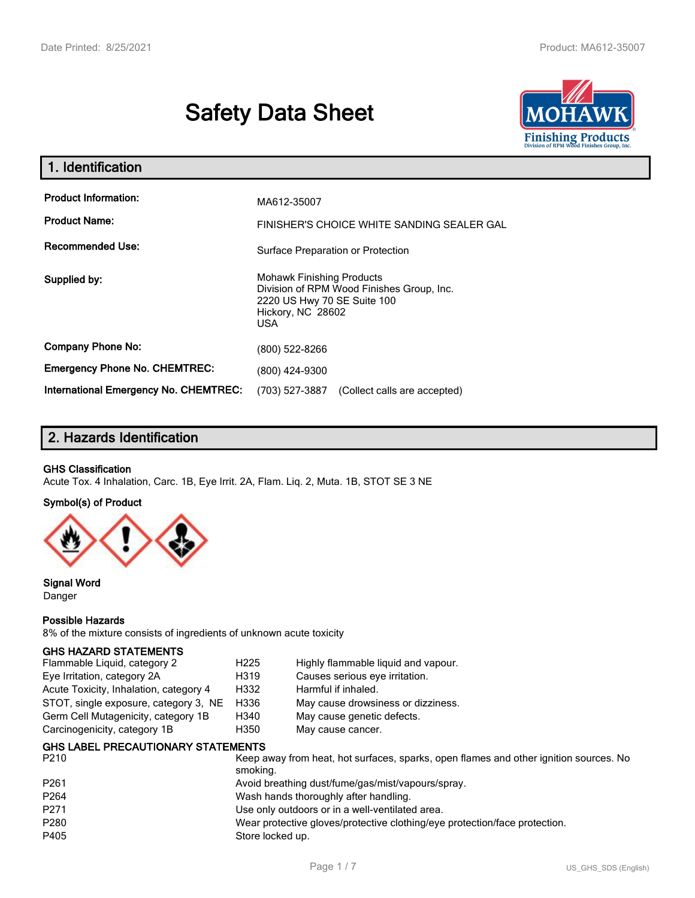# Safety Data Sheet

## 1. Identification

| | |
|---|---|
| **Product Information:** | MA612-35007 |
| **Product Name:** | FINISHER'S CHOICE WHITE SANDING SEALER GAL |
| **Recommended Use:** | Surface Preparation or Protection |
| **Supplied by:** | Mohawk Finishing Products<br>Division of RPM Wood Finishes Group, Inc.<br>2220 US Hwy 70 SE Suite 100<br>Hickory, NC 28602<br>USA |
| **Company Phone No:** | (800) 522-8266 |
| **Emergency Phone No. CHEMTREC:** | (800) 424-9300 |
| **International Emergency No. CHEMTREC:** | (703) 527-3887 (Collect calls are accepted) |

## 2. Hazards Identification

**GHS Classification**

Acute Tox. 4 Inhalation, Carc. 1B, Eye Irrit. 2A, Flam. Liq. 2, Muta. 1B, STOT SE 3 NE

**Symbol(s) of Product**

**Signal Word**

Danger

**Possible Hazards**

8% of the mixture consists of ingredients of unknown acute toxicity

**GHS HAZARD STATEMENTS**

| | | |
|---|---|---|
| Flammable Liquid, category 2 | H225 | Highly flammable liquid and vapour. |
| Eye Irritation, category 2A | H319 | Causes serious eye irritation. |
| Acute Toxicity, Inhalation, category 4 | H332 | Harmful if inhaled. |
| STOT, single exposure, category 3, NE | H336 | May cause drowsiness or dizziness. |
| Germ Cell Mutagenicity, category 1B | H340 | May cause genetic defects. |
| Carcinogenicity, category 1B | H350 | May cause cancer. |

**GHS LABEL PRECAUTIONARY STATEMENTS**

| | |
|---|---|
| P210 | Keep away from heat, hot surfaces, sparks, open flames and other ignition sources. No smoking. |
| P261 | Avoid breathing dust/fume/gas/mist/vapours/spray. |
| P264 | Wash hands thoroughly after handling. |
| P271 | Use only outdoors or in a well-ventilated area. |
| P280 | Wear protective gloves/protective clothing/eye protection/face protection. |
| P405 | Store locked up. |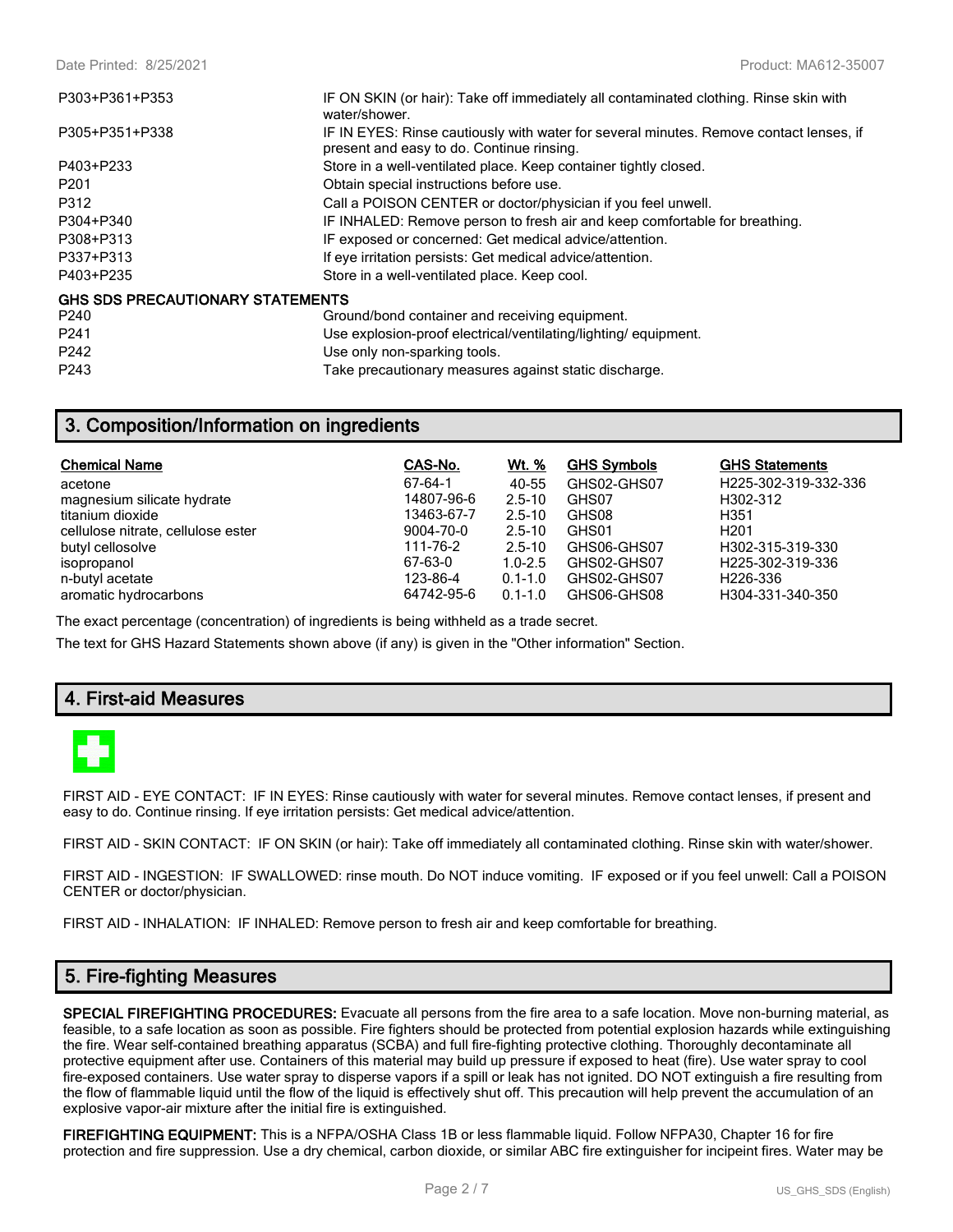| | |
|---|---|
| P303+P361+P353 | IF ON SKIN (or hair): Take off immediately all contaminated clothing. Rinse skin with water/shower. |
| P305+P351+P338 | IF IN EYES: Rinse cautiously with water for several minutes. Remove contact lenses, if present and easy to do. Continue rinsing. |
| P403+P233 | Store in a well-ventilated place. Keep container tightly closed. |
| P201 | Obtain special instructions before use. |
| P312 | Call a POISON CENTER or doctor/physician if you feel unwell. |
| P304+P340 | IF INHALED: Remove person to fresh air and keep comfortable for breathing. |
| P308+P313 | IF exposed or concerned: Get medical advice/attention. |
| P337+P313 | If eye irritation persists: Get medical advice/attention. |
| P403+P235 | Store in a well-ventilated place. Keep cool. |

**GHS SDS PRECAUTIONARY STATEMENTS**

| | |
|---|---|
| P240 | Ground/bond container and receiving equipment. |
| P241 | Use explosion-proof electrical/ventilating/lighting/ equipment. |
| P242 | Use only non-sparking tools. |
| P243 | Take precautionary measures against static discharge. |

## 3. Composition/Information on ingredients

| Chemical Name | CAS-No. | Wt. % | GHS Symbols | GHS Statements |
|---|---|---|---|---|
| acetone | 67-64-1 | 40-55 | GHS02-GHS07 | H225-302-319-332-336 |
| magnesium silicate hydrate | 14807-96-6 | 2.5-10 | GHS07 | H302-312 |
| titanium dioxide | 13463-67-7 | 2.5-10 | GHS08 | H351 |
| cellulose nitrate, cellulose ester | 9004-70-0 | 2.5-10 | GHS01 | H201 |
| butyl cellosolve | 111-76-2 | 2.5-10 | GHS06-GHS07 | H302-315-319-330 |
| isopropanol | 67-63-0 | 1.0-2.5 | GHS02-GHS07 | H225-302-319-336 |
| n-butyl acetate | 123-86-4 | 0.1-1.0 | GHS02-GHS07 | H226-336 |
| aromatic hydrocarbons | 64742-95-6 | 0.1-1.0 | GHS06-GHS08 | H304-331-340-350 |

The exact percentage (concentration) of ingredients is being withheld as a trade secret.

The text for GHS Hazard Statements shown above (if any) is given in the "Other information" Section.

## 4. First-aid Measures

FIRST AID - EYE CONTACT: IF IN EYES: Rinse cautiously with water for several minutes. Remove contact lenses, if present and easy to do. Continue rinsing. If eye irritation persists: Get medical advice/attention.

FIRST AID - SKIN CONTACT: IF ON SKIN (or hair): Take off immediately all contaminated clothing. Rinse skin with water/shower.

FIRST AID - INGESTION: IF SWALLOWED: rinse mouth. Do NOT induce vomiting. IF exposed or if you feel unwell: Call a POISON CENTER or doctor/physician.

FIRST AID - INHALATION: IF INHALED: Remove person to fresh air and keep comfortable for breathing.

## 5. Fire-fighting Measures

**SPECIAL FIREFIGHTING PROCEDURES:** Evacuate all persons from the fire area to a safe location. Move non-burning material, as feasible, to a safe location as soon as possible. Fire fighters should be protected from potential explosion hazards while extinguishing the fire. Wear self-contained breathing apparatus (SCBA) and full fire-fighting protective clothing. Thoroughly decontaminate all protective equipment after use. Containers of this material may build up pressure if exposed to heat (fire). Use water spray to cool fire-exposed containers. Use water spray to disperse vapors if a spill or leak has not ignited. DO NOT extinguish a fire resulting from the flow of flammable liquid until the flow of the liquid is effectively shut off. This precaution will help prevent the accumulation of an explosive vapor-air mixture after the initial fire is extinguished.

**FIREFIGHTING EQUIPMENT:** This is a NFPA/OSHA Class 1B or less flammable liquid. Follow NFPA30, Chapter 16 for fire protection and fire suppression. Use a dry chemical, carbon dioxide, or similar ABC fire extinguisher for incipeint fires. Water may be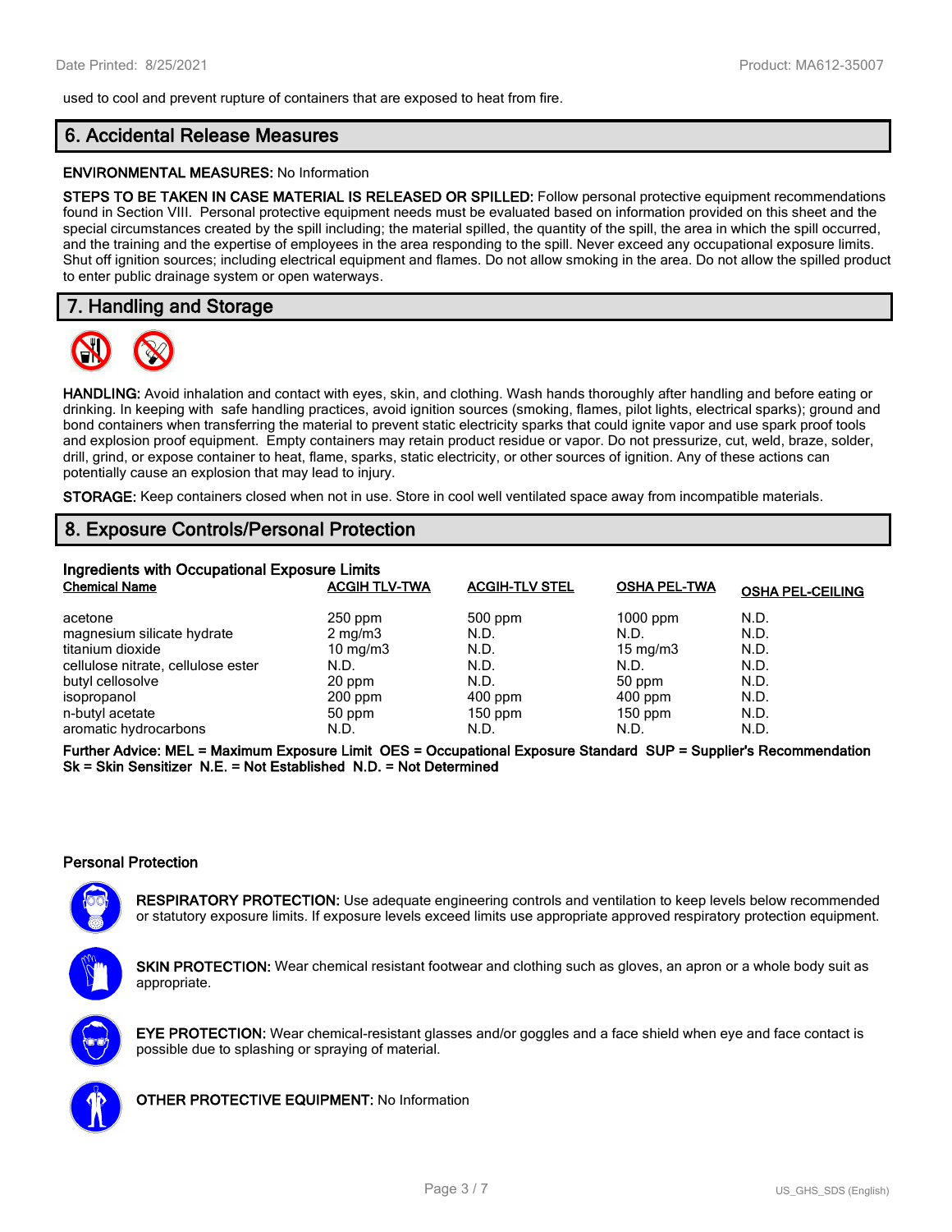used to cool and prevent rupture of containers that are exposed to heat from fire.

## 6. Accidental Release Measures

**ENVIRONMENTAL MEASURES:** No Information

**STEPS TO BE TAKEN IN CASE MATERIAL IS RELEASED OR SPILLED:** Follow personal protective equipment recommendations found in Section VIII. Personal protective equipment needs must be evaluated based on information provided on this sheet and the special circumstances created by the spill including; the material spilled, the quantity of the spill, the area in which the spill occurred, and the training and the expertise of employees in the area responding to the spill. Never exceed any occupational exposure limits. Shut off ignition sources; including electrical equipment and flames. Do not allow smoking in the area. Do not allow the spilled product to enter public drainage system or open waterways.

## 7. Handling and Storage

**HANDLING:** Avoid inhalation and contact with eyes, skin, and clothing. Wash hands thoroughly after handling and before eating or drinking. In keeping with safe handling practices, avoid ignition sources (smoking, flames, pilot lights, electrical sparks); ground and bond containers when transferring the material to prevent static electricity sparks that could ignite vapor and use spark proof tools and explosion proof equipment. Empty containers may retain product residue or vapor. Do not pressurize, cut, weld, braze, solder, drill, grind, or expose container to heat, flame, sparks, static electricity, or other sources of ignition. Any of these actions can potentially cause an explosion that may lead to injury.

**STORAGE:** Keep containers closed when not in use. Store in cool well ventilated space away from incompatible materials.

## 8. Exposure Controls/Personal Protection

### Ingredients with Occupational Exposure Limits

| Chemical Name | ACGIH TLV-TWA | ACGIH-TLV STEL | OSHA PEL-TWA | OSHA PEL-CEILING |
|---|---|---|---|---|
| acetone | 250 ppm | 500 ppm | 1000 ppm | N.D. |
| magnesium silicate hydrate | 2 mg/m3 | N.D. | N.D. | N.D. |
| titanium dioxide | 10 mg/m3 | N.D. | 15 mg/m3 | N.D. |
| cellulose nitrate, cellulose ester | N.D. | N.D. | N.D. | N.D. |
| butyl cellosolve | 20 ppm | N.D. | 50 ppm | N.D. |
| isopropanol | 200 ppm | 400 ppm | 400 ppm | N.D. |
| n-butyl acetate | 50 ppm | 150 ppm | 150 ppm | N.D. |
| aromatic hydrocarbons | N.D. | N.D. | N.D. | N.D. |

**Further Advice: MEL = Maximum Exposure Limit OES = Occupational Exposure Standard SUP = Supplier's Recommendation Sk = Skin Sensitizer N.E. = Not Established N.D. = Not Determined**

### Personal Protection

**RESPIRATORY PROTECTION:** Use adequate engineering controls and ventilation to keep levels below recommended or statutory exposure limits. If exposure levels exceed limits use appropriate approved respiratory protection equipment.

**SKIN PROTECTION:** Wear chemical resistant footwear and clothing such as gloves, an apron or a whole body suit as appropriate.

**EYE PROTECTION:** Wear chemical-resistant glasses and/or goggles and a face shield when eye and face contact is possible due to splashing or spraying of material.

**OTHER PROTECTIVE EQUIPMENT:** No Information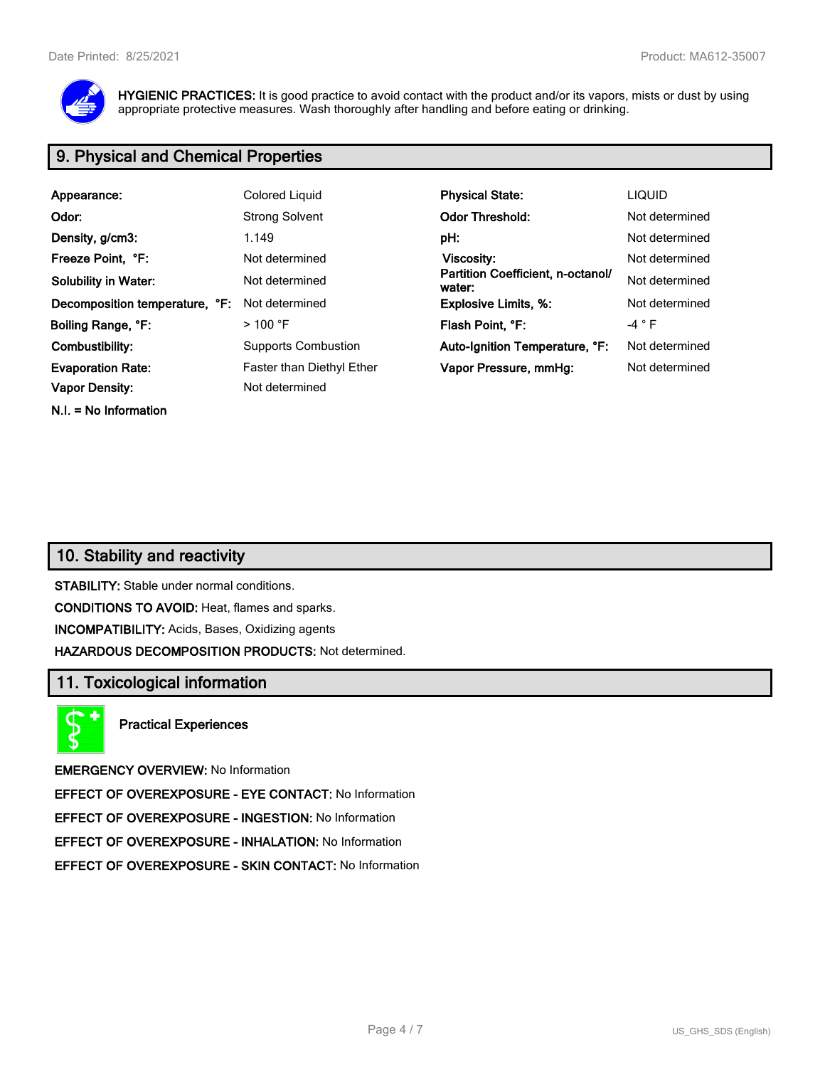**HYGIENIC PRACTICES:** It is good practice to avoid contact with the product and/or its vapors, mists or dust by using appropriate protective measures. Wash thoroughly after handling and before eating or drinking.

## 9. Physical and Chemical Properties

| | | | |
|---|---|---|---|
| **Appearance:** | Colored Liquid | **Physical State:** | LIQUID |
| **Odor:** | Strong Solvent | **Odor Threshold:** | Not determined |
| **Density, g/cm3:** | 1.149 | **pH:** | Not determined |
| **Freeze Point, °F:** | Not determined | **Viscosity:** | Not determined |
| **Solubility in Water:** | Not determined | **Partition Coefficient, n-octanol/ water:** | Not determined |
| **Decomposition temperature, °F:** | Not determined | **Explosive Limits, %:** | Not determined |
| **Boiling Range, °F:** | > 100 °F | **Flash Point, °F:** | -4 ° F |
| **Combustibility:** | Supports Combustion | **Auto-Ignition Temperature, °F:** | Not determined |
| **Evaporation Rate:** | Faster than Diethyl Ether | **Vapor Pressure, mmHg:** | Not determined |
| **Vapor Density:** | Not determined | | |

**N.I. = No Information**

## 10. Stability and reactivity

**STABILITY:** Stable under normal conditions.

**CONDITIONS TO AVOID:** Heat, flames and sparks.

**INCOMPATIBILITY:** Acids, Bases, Oxidizing agents

**HAZARDOUS DECOMPOSITION PRODUCTS:** Not determined.

## 11. Toxicological information

**Practical Experiences**

**EMERGENCY OVERVIEW:** No Information

**EFFECT OF OVEREXPOSURE - EYE CONTACT:** No Information

**EFFECT OF OVEREXPOSURE - INGESTION:** No Information

**EFFECT OF OVEREXPOSURE - INHALATION:** No Information

**EFFECT OF OVEREXPOSURE - SKIN CONTACT:** No Information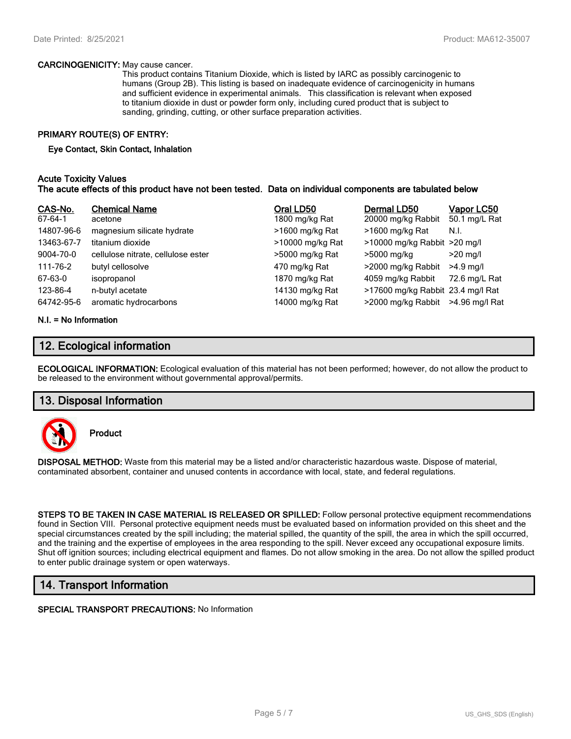**CARCINOGENICITY:** May cause cancer.
This product contains Titanium Dioxide, which is listed by IARC as possibly carcinogenic to humans (Group 2B). This listing is based on inadequate evidence of carcinogenicity in humans and sufficient evidence in experimental animals. This classification is relevant when exposed to titanium dioxide in dust or powder form only, including cured product that is subject to sanding, grinding, cutting, or other surface preparation activities.

**PRIMARY ROUTE(S) OF ENTRY:**

**Eye Contact, Skin Contact, Inhalation**

**Acute Toxicity Values**
**The acute effects of this product have not been tested. Data on individual components are tabulated below**

| CAS-No. | Chemical Name | Oral LD50 | Dermal LD50 | Vapor LC50 |
|---|---|---|---|---|
| 67-64-1 | acetone | 1800 mg/kg Rat | 20000 mg/kg Rabbit | 50.1 mg/L Rat |
| 14807-96-6 | magnesium silicate hydrate | >1600 mg/kg Rat | >1600 mg/kg Rat | N.I. |
| 13463-67-7 | titanium dioxide | >10000 mg/kg Rat | >10000 mg/kg Rabbit | >20 mg/l |
| 9004-70-0 | cellulose nitrate, cellulose ester | >5000 mg/kg Rat | >5000 mg/kg | >20 mg/l |
| 111-76-2 | butyl cellosolve | 470 mg/kg Rat | >2000 mg/kg Rabbit | >4.9 mg/l |
| 67-63-0 | isopropanol | 1870 mg/kg Rat | 4059 mg/kg Rabbit | 72.6 mg/L Rat |
| 123-86-4 | n-butyl acetate | 14130 mg/kg Rat | >17600 mg/kg Rabbit | 23.4 mg/l Rat |
| 64742-95-6 | aromatic hydrocarbons | 14000 mg/kg Rat | >2000 mg/kg Rabbit | >4.96 mg/l Rat |

**N.I. = No Information**

## 12. Ecological information

**ECOLOGICAL INFORMATION:** Ecological evaluation of this material has not been performed; however, do not allow the product to be released to the environment without governmental approval/permits.

## 13. Disposal Information

**Product**

**DISPOSAL METHOD:** Waste from this material may be a listed and/or characteristic hazardous waste. Dispose of material, contaminated absorbent, container and unused contents in accordance with local, state, and federal regulations.

**STEPS TO BE TAKEN IN CASE MATERIAL IS RELEASED OR SPILLED:** Follow personal protective equipment recommendations found in Section VIII. Personal protective equipment needs must be evaluated based on information provided on this sheet and the special circumstances created by the spill including; the material spilled, the quantity of the spill, the area in which the spill occurred, and the training and the expertise of employees in the area responding to the spill. Never exceed any occupational exposure limits. Shut off ignition sources; including electrical equipment and flames. Do not allow smoking in the area. Do not allow the spilled product to enter public drainage system or open waterways.

## 14. Transport Information

**SPECIAL TRANSPORT PRECAUTIONS:** No Information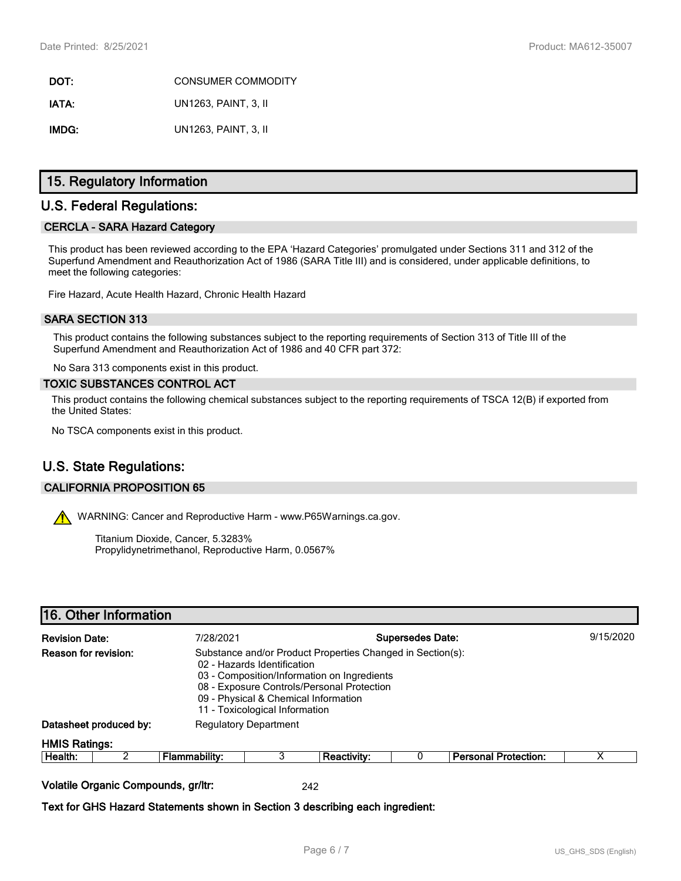**DOT:** CONSUMER COMMODITY

**IATA:** UN1263, PAINT, 3, II

**IMDG:** UN1263, PAINT, 3, II

## 15. Regulatory Information

## U.S. Federal Regulations:

### CERCLA - SARA Hazard Category

This product has been reviewed according to the EPA 'Hazard Categories' promulgated under Sections 311 and 312 of the Superfund Amendment and Reauthorization Act of 1986 (SARA Title III) and is considered, under applicable definitions, to meet the following categories:

Fire Hazard, Acute Health Hazard, Chronic Health Hazard

### SARA SECTION 313

This product contains the following substances subject to the reporting requirements of Section 313 of Title III of the Superfund Amendment and Reauthorization Act of 1986 and 40 CFR part 372:

No Sara 313 components exist in this product.

### TOXIC SUBSTANCES CONTROL ACT

This product contains the following chemical substances subject to the reporting requirements of TSCA 12(B) if exported from the United States:

No TSCA components exist in this product.

## U.S. State Regulations:

### CALIFORNIA PROPOSITION 65

WARNING: Cancer and Reproductive Harm - www.P65Warnings.ca.gov.

Titanium Dioxide, Cancer, 5.3283%
Propylidynetrimethanol, Reproductive Harm, 0.0567%

## 16. Other Information

**Revision Date:** 7/28/2021 **Supersedes Date:** 9/15/2020

**Reason for revision:** Substance and/or Product Properties Changed in Section(s):
- 02 - Hazards Identification
- 03 - Composition/Information on Ingredients
- 08 - Exposure Controls/Personal Protection
- 09 - Physical & Chemical Information
- 11 - Toxicological Information

**Datasheet produced by:** Regulatory Department

**HMIS Ratings:**

| Health: | 2 | Flammability: | 3 | Reactivity: | 0 | Personal Protection: | X |
|---|---|---|---|---|---|---|---|

**Volatile Organic Compounds, gr/ltr:** 242

**Text for GHS Hazard Statements shown in Section 3 describing each ingredient:**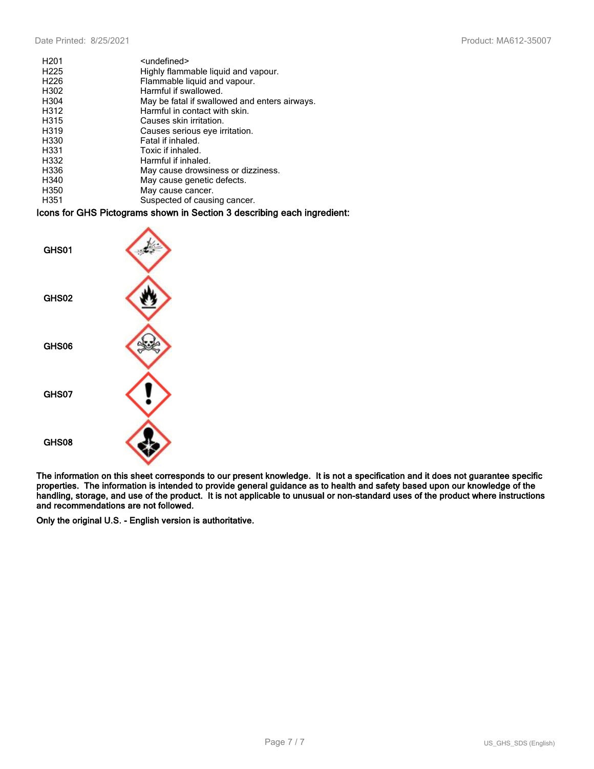| | |
|---|---|
| H201 | <undefined> |
| H225 | Highly flammable liquid and vapour. |
| H226 | Flammable liquid and vapour. |
| H302 | Harmful if swallowed. |
| H304 | May be fatal if swallowed and enters airways. |
| H312 | Harmful in contact with skin. |
| H315 | Causes skin irritation. |
| H319 | Causes serious eye irritation. |
| H330 | Fatal if inhaled. |
| H331 | Toxic if inhaled. |
| H332 | Harmful if inhaled. |
| H336 | May cause drowsiness or dizziness. |
| H340 | May cause genetic defects. |
| H350 | May cause cancer. |
| H351 | Suspected of causing cancer. |

**Icons for GHS Pictograms shown in Section 3 describing each ingredient:**

**GHS01**

**GHS02**

**GHS06**

**GHS07**

**GHS08**

**The information on this sheet corresponds to our present knowledge. It is not a specification and it does not guarantee specific properties. The information is intended to provide general guidance as to health and safety based upon our knowledge of the handling, storage, and use of the product. It is not applicable to unusual or non-standard uses of the product where instructions and recommendations are not followed.**

**Only the original U.S. - English version is authoritative.**